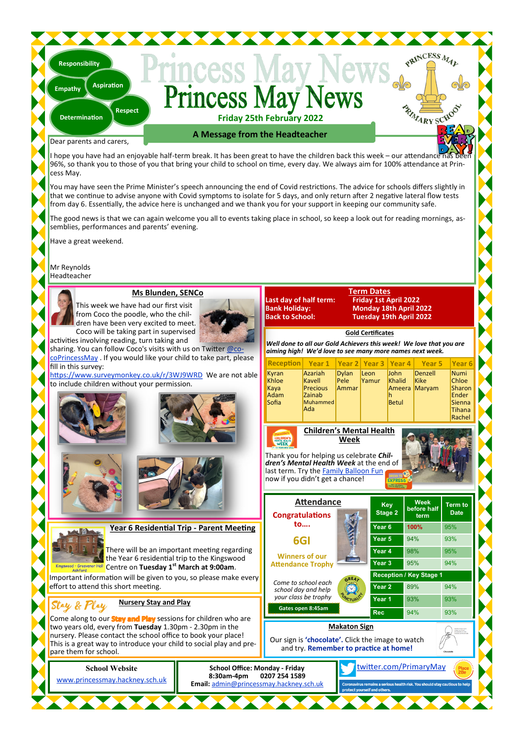# Princess May News

**Friday 25th February 2022**

Responsibility · Empathy · Aspiration · Determination · Respect

## A Message from the Headteacher

Dear parents and carers,

I hope you have had an enjoyable half-term break. It has been great to have the children back this week – our attendance has been 96%, so thank you to those of you that bring your child to school on time, every day. We always aim for 100% attendance at Princess May.

You may have seen the Prime Minister's speech announcing the end of Covid restrictions. The advice for schools differs slightly in that we continue to advise anyone with Covid symptoms to isolate for 5 days, and only return after 2 negative lateral flow tests from day 6. Essentially, the advice here is unchanged and we thank you for your support in keeping our community safe.

The good news is that we can again welcome you all to events taking place in school, so keep a look out for reading mornings, assemblies, performances and parents' evening.

Have a great weekend.

Mr Reynolds
Headteacher

## Ms Blunden, SENCo

This week we have had our first visit from Coco the poodle, who the children have been very excited to meet. Coco will be taking part in supervised activities involving reading, turn taking and sharing. You can follow Coco's visits with us on Twitter @cocoPrincessMay . If you would like your child to take part, please fill in this survey: https://www.surveymonkey.co.uk/r/3WJ9WRD We are not able to include children without your permission.

## Term Dates

| | |
|---|---|
| **Last day of half term:** | **Friday 1st April 2022** |
| **Bank Holiday:** | **Monday 18th April 2022** |
| **Back to School:** | **Tuesday 19th April 2022** |

## Gold Certificates

***Well done to all our Gold Achievers this week! We love that you are aiming high! We'd love to see many more names next week.***

| Reception | Year 1 | Year 2 | Year 3 | Year 4 | Year 5 | Year 6 |
|---|---|---|---|---|---|---|
| Kyran<br>Khloe<br>Kaya<br>Adam<br>Sofia | Azariah<br>Kavell<br>Precious<br>Zainab<br>Muhammed<br>Ada | Dylan<br>Pele<br>Ammar | Leon<br>Yamur | John<br>Khalid<br>Ameerah<br>Betul | Denzell<br>Kike<br>Maryam | Numi<br>Chloe<br>Sharon<br>Ender<br>Sienna<br>Tihana<br>Rachel |

## Children's Mental Health Week

Thank you for helping us celebrate ***Children's Mental Health Week*** at the end of last term. Try the Family Balloon Fun now if you didn't get a chance!

## Year 6 Residential Trip - Parent Meeting

Kingswood - Grosvenor Hall Ashford

There will be an important meeting regarding the Year 6 residential trip to the Kingswood Centre on **Tuesday 1st March at 9:00am**.

Important information will be given to you, so please make every effort to attend this short meeting.

## Attendance

**Congratulations to….**

**6GI**

**Winners of our Attendance Trophy**

*Come to school each school day and help your class be trophy*

**Gates open 8:45am**

| Key Stage 2 | Week before half term | Term to Date |
|---|---|---|
| Year 6 | 100% | 95% |
| Year 5 | 94% | 93% |
| Year 4 | 98% | 95% |
| Year 3 | 95% | 94% |
| **Reception / Key Stage 1** | | |
| Year 2 | 89% | 94% |
| Year 1 | 93% | 93% |
| Rec | 94% | 93% |

## Stay & Play — Nursery Stay and Play

Come along to our **Stay and Play** sessions for children who are two years old, every from **Tuesday** 1.30pm - 2.30pm in the nursery. Please contact the school office to book your place! This is a great way to introduce your child to social play and prepare them for school.

## Makaton Sign

Our sign is **'chocolate'.** Click the image to watch and try. **Remember to practice at home!**

**School Website**
www.princessmay.hackney.sch.uk

**School Office: Monday - Friday**
**8:30am-4pm 0207 254 1589**
**Email:** admin@princessmay.hackney.sch.uk

twitter.com/PrimaryMay

Coronavirus remains a serious health risk. You should stay cautious to help protect yourself and others.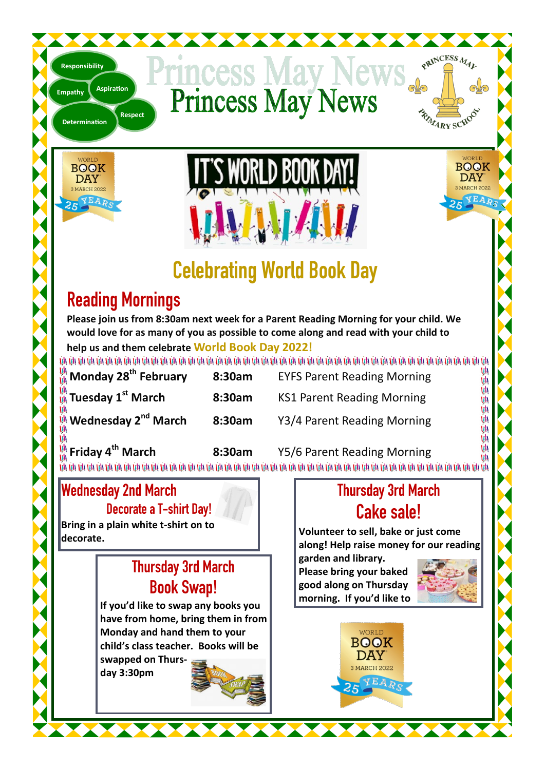Responsibility

Empathy

Aspiration

Respect

Determination

# Princess May News

PRINCESS MAY PRIMARY SCHOOL

WORLD BOOK DAY 3 MARCH 2022 25 YEARS

IT'S WORLD BOOK DAY!

## Celebrating World Book Day

## Reading Mornings

**Please join us from 8:30am next week for a Parent Reading Morning for your child. We would love for as many of you as possible to come along and read with your child to help us and them celebrate** World Book Day 2022!

| | | |
|---|---|---|
| **Monday 28th February** | **8:30am** | EYFS Parent Reading Morning |
| **Tuesday 1st March** | **8:30am** | KS1 Parent Reading Morning |
| **Wednesday 2nd March** | **8:30am** | Y3/4 Parent Reading Morning |
| **Friday 4th March** | **8:30am** | Y5/6 Parent Reading Morning |

### Wednesday 2nd March
### Decorate a T-shirt Day!

**Bring in a plain white t-shirt on to decorate.**

### Thursday 3rd March
### Book Swap!

**If you'd like to swap any books you have from home, bring them in from Monday and hand them to your child's class teacher. Books will be swapped on Thursday 3:30pm**

### Thursday 3rd March
### Cake sale!

**Volunteer to sell, bake or just come along! Help raise money for our reading garden and library. Please bring your baked good along on Thursday morning. If you'd like to**

WORLD BOOK DAY 3 MARCH 2022 25 YEARS